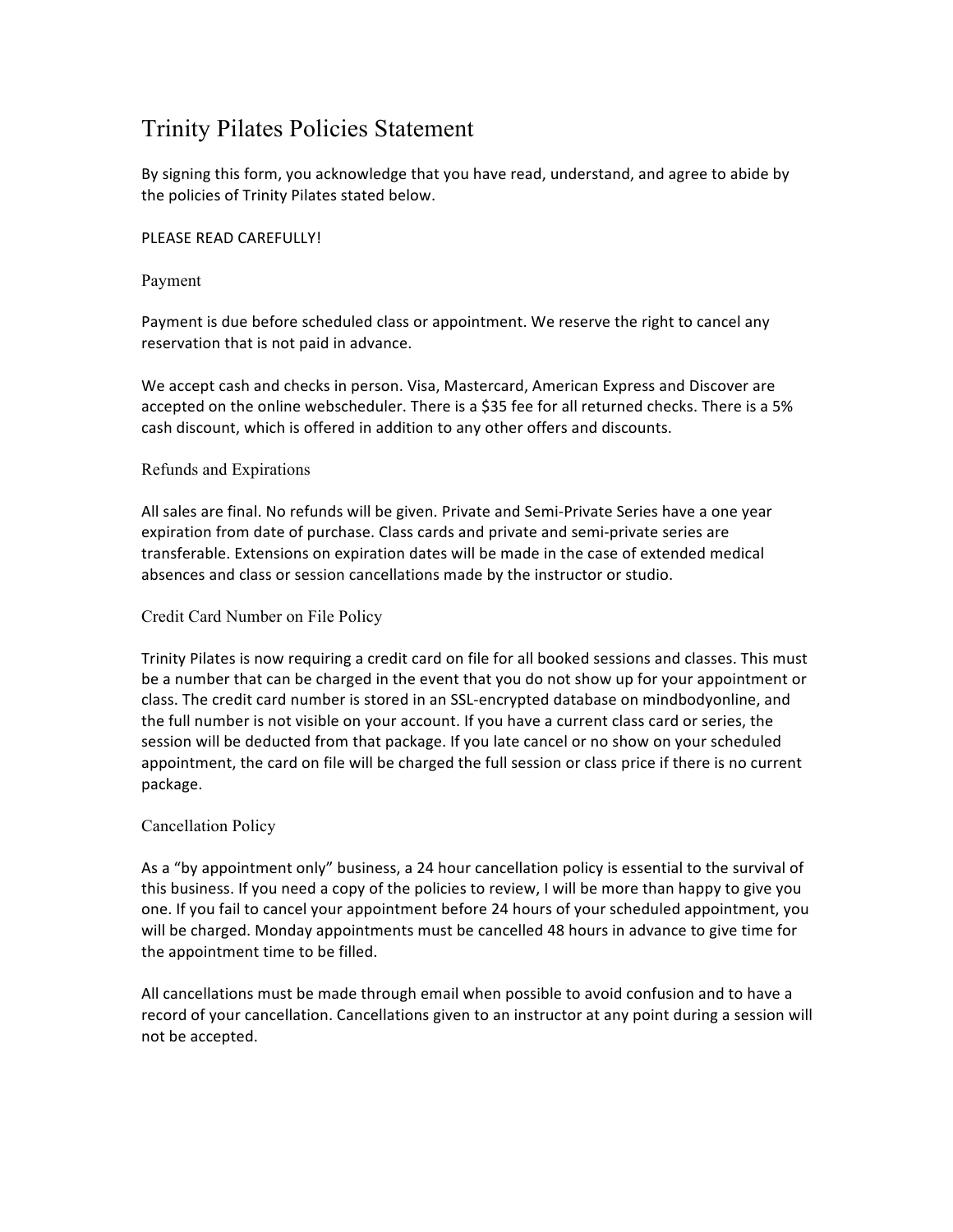# Trinity Pilates Policies Statement

By signing this form, you acknowledge that you have read, understand, and agree to abide by the policies of Trinity Pilates stated below.

PLEASE READ CAREFULLY!

## Payment

Payment is due before scheduled class or appointment. We reserve the right to cancel any reservation that is not paid in advance.

We accept cash and checks in person. Visa, Mastercard, American Express and Discover are accepted on the online webscheduler. There is a $35 fee for all returned checks. There is a 5% cash discount, which is offered in addition to any other offers and discounts.

## Refunds and Expirations

All sales are final. No refunds will be given. Private and Semi-Private Series have a one year expiration from date of purchase. Class cards and private and semi-private series are transferable. Extensions on expiration dates will be made in the case of extended medical absences and class or session cancellations made by the instructor or studio.

## Credit Card Number on File Policy

Trinity Pilates is now requiring a credit card on file for all booked sessions and classes. This must be a number that can be charged in the event that you do not show up for your appointment or class. The credit card number is stored in an SSL-encrypted database on mindbodyonline, and the full number is not visible on your account. If you have a current class card or series, the session will be deducted from that package. If you late cancel or no show on your scheduled appointment, the card on file will be charged the full session or class price if there is no current package.

## Cancellation Policy

As a "by appointment only" business, a 24 hour cancellation policy is essential to the survival of this business. If you need a copy of the policies to review, I will be more than happy to give you one. If you fail to cancel your appointment before 24 hours of your scheduled appointment, you will be charged. Monday appointments must be cancelled 48 hours in advance to give time for the appointment time to be filled.

All cancellations must be made through email when possible to avoid confusion and to have a record of your cancellation. Cancellations given to an instructor at any point during a session will not be accepted.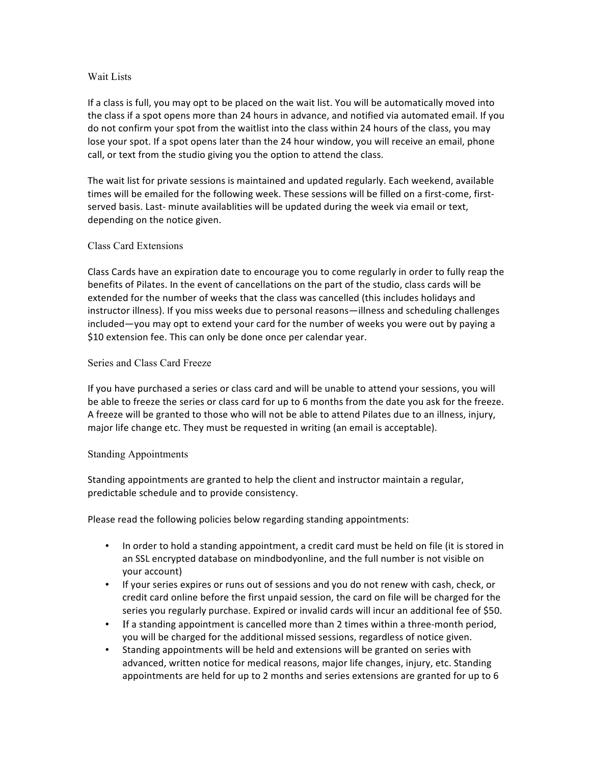## Wait Lists

If a class is full, you may opt to be placed on the wait list. You will be automatically moved into the class if a spot opens more than 24 hours in advance, and notified via automated email. If you do not confirm your spot from the waitlist into the class within 24 hours of the class, you may lose your spot. If a spot opens later than the 24 hour window, you will receive an email, phone call, or text from the studio giving you the option to attend the class.

The wait list for private sessions is maintained and updated regularly. Each weekend, available times will be emailed for the following week. These sessions will be filled on a first-come, first-served basis. Last- minute availablities will be updated during the week via email or text, depending on the notice given.

## Class Card Extensions

Class Cards have an expiration date to encourage you to come regularly in order to fully reap the benefits of Pilates. In the event of cancellations on the part of the studio, class cards will be extended for the number of weeks that the class was cancelled (this includes holidays and instructor illness). If you miss weeks due to personal reasons—illness and scheduling challenges included—you may opt to extend your card for the number of weeks you were out by paying a $10 extension fee. This can only be done once per calendar year.

## Series and Class Card Freeze

If you have purchased a series or class card and will be unable to attend your sessions, you will be able to freeze the series or class card for up to 6 months from the date you ask for the freeze. A freeze will be granted to those who will not be able to attend Pilates due to an illness, injury, major life change etc. They must be requested in writing (an email is acceptable).

## Standing Appointments

Standing appointments are granted to help the client and instructor maintain a regular, predictable schedule and to provide consistency.

Please read the following policies below regarding standing appointments:

- In order to hold a standing appointment, a credit card must be held on file (it is stored in an SSL encrypted database on mindbodyonline, and the full number is not visible on your account)
- If your series expires or runs out of sessions and you do not renew with cash, check, or credit card online before the first unpaid session, the card on file will be charged for the series you regularly purchase. Expired or invalid cards will incur an additional fee of $50.
- If a standing appointment is cancelled more than 2 times within a three-month period, you will be charged for the additional missed sessions, regardless of notice given.
- Standing appointments will be held and extensions will be granted on series with advanced, written notice for medical reasons, major life changes, injury, etc. Standing appointments are held for up to 2 months and series extensions are granted for up to 6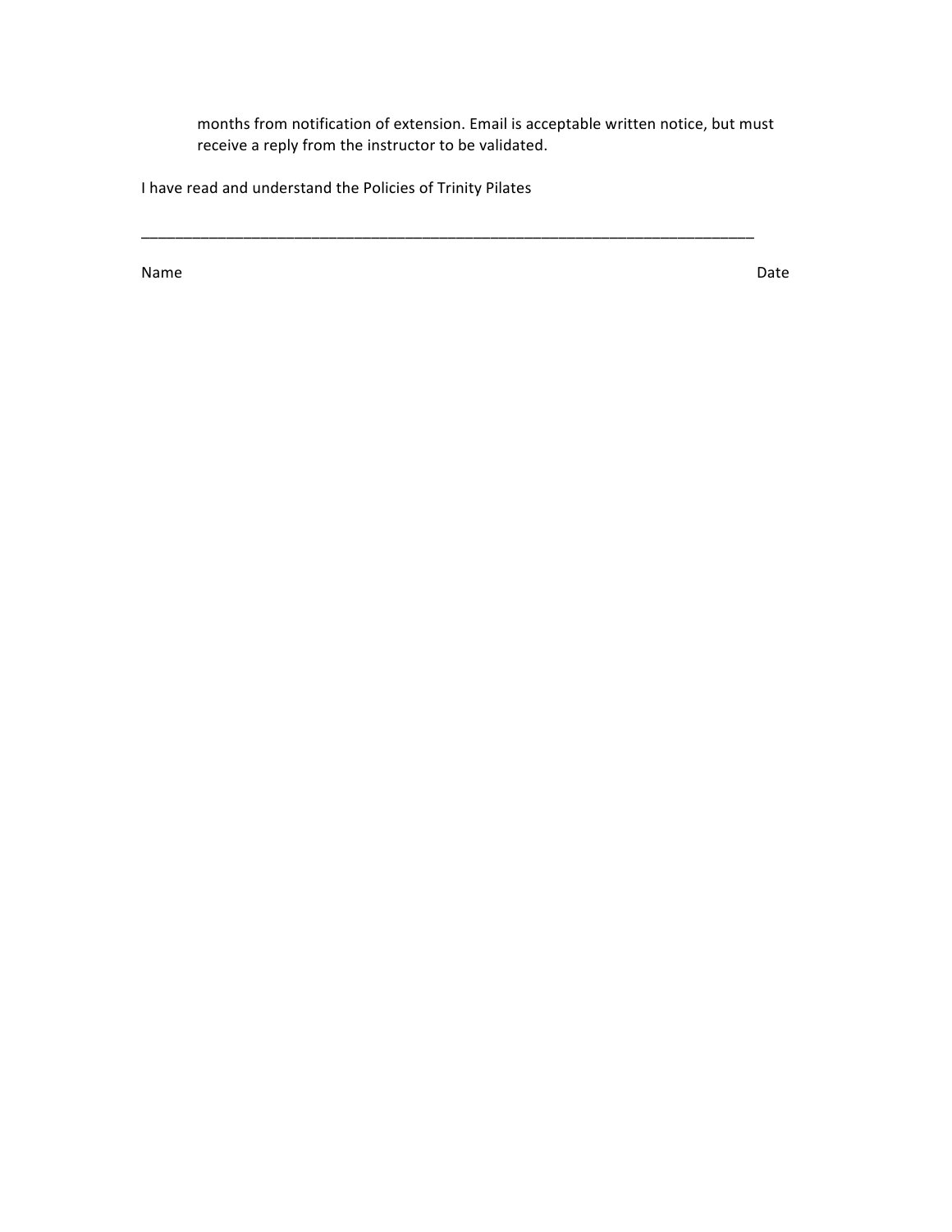months from notification of extension. Email is acceptable written notice, but must receive a reply from the instructor to be validated.

I have read and understand the Policies of Trinity Pilates

\_\_\_\_\_\_\_\_\_\_\_\_\_\_\_\_\_\_\_\_\_\_\_\_\_\_\_\_\_\_\_\_\_\_\_\_\_\_\_\_\_\_\_\_\_\_\_\_\_\_\_\_\_\_\_\_\_\_\_\_\_\_\_\_\_\_\_\_\_\_\_\_

Name Date